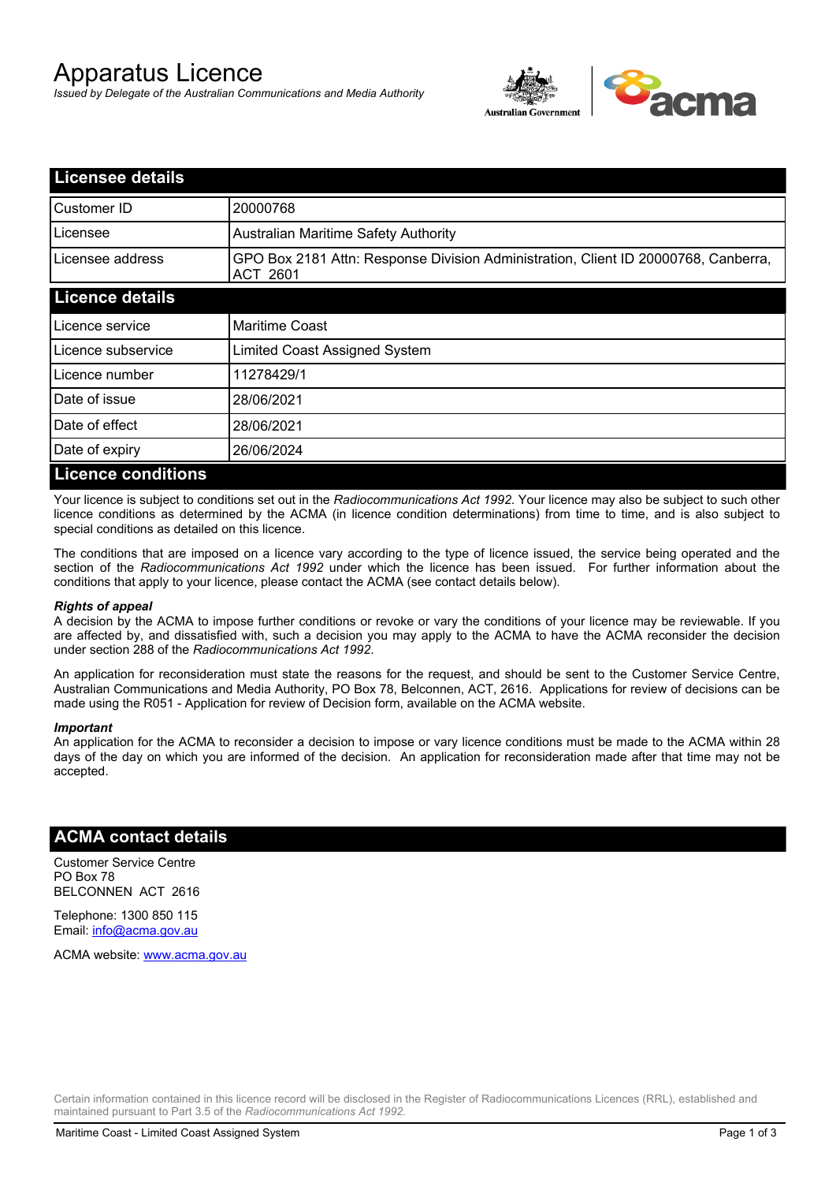# Apparatus Licence

*Issued by Delegate of the Australian Communications and Media Authority*

## Licensee details

| | |
|---|---|
| Customer ID | 20000768 |
| Licensee | Australian Maritime Safety Authority |
| Licensee address | GPO Box 2181 Attn: Response Division Administration, Client ID 20000768, Canberra, ACT 2601 |

## Licence details

| | |
|---|---|
| Licence service | Maritime Coast |
| Licence subservice | Limited Coast Assigned System |
| Licence number | 11278429/1 |
| Date of issue | 28/06/2021 |
| Date of effect | 28/06/2021 |
| Date of expiry | 26/06/2024 |

## Licence conditions

Your licence is subject to conditions set out in the *Radiocommunications Act 1992*. Your licence may also be subject to such other licence conditions as determined by the ACMA (in licence condition determinations) from time to time, and is also subject to special conditions as detailed on this licence.

The conditions that are imposed on a licence vary according to the type of licence issued, the service being operated and the section of the *Radiocommunications Act 1992* under which the licence has been issued. For further information about the conditions that apply to your licence, please contact the ACMA (see contact details below).

***Rights of appeal***

A decision by the ACMA to impose further conditions or revoke or vary the conditions of your licence may be reviewable. If you are affected by, and dissatisfied with, such a decision you may apply to the ACMA to have the ACMA reconsider the decision under section 288 of the *Radiocommunications Act 1992*.

An application for reconsideration must state the reasons for the request, and should be sent to the Customer Service Centre, Australian Communications and Media Authority, PO Box 78, Belconnen, ACT, 2616. Applications for review of decisions can be made using the R051 - Application for review of Decision form, available on the ACMA website.

***Important***

An application for the ACMA to reconsider a decision to impose or vary licence conditions must be made to the ACMA within 28 days of the day on which you are informed of the decision. An application for reconsideration made after that time may not be accepted.

## ACMA contact details

Customer Service Centre
PO Box 78
BELCONNEN ACT 2616

Telephone: 1300 850 115
Email: info@acma.gov.au

ACMA website: www.acma.gov.au

Certain information contained in this licence record will be disclosed in the Register of Radiocommunications Licences (RRL), established and maintained pursuant to Part 3.5 of the *Radiocommunications Act 1992.*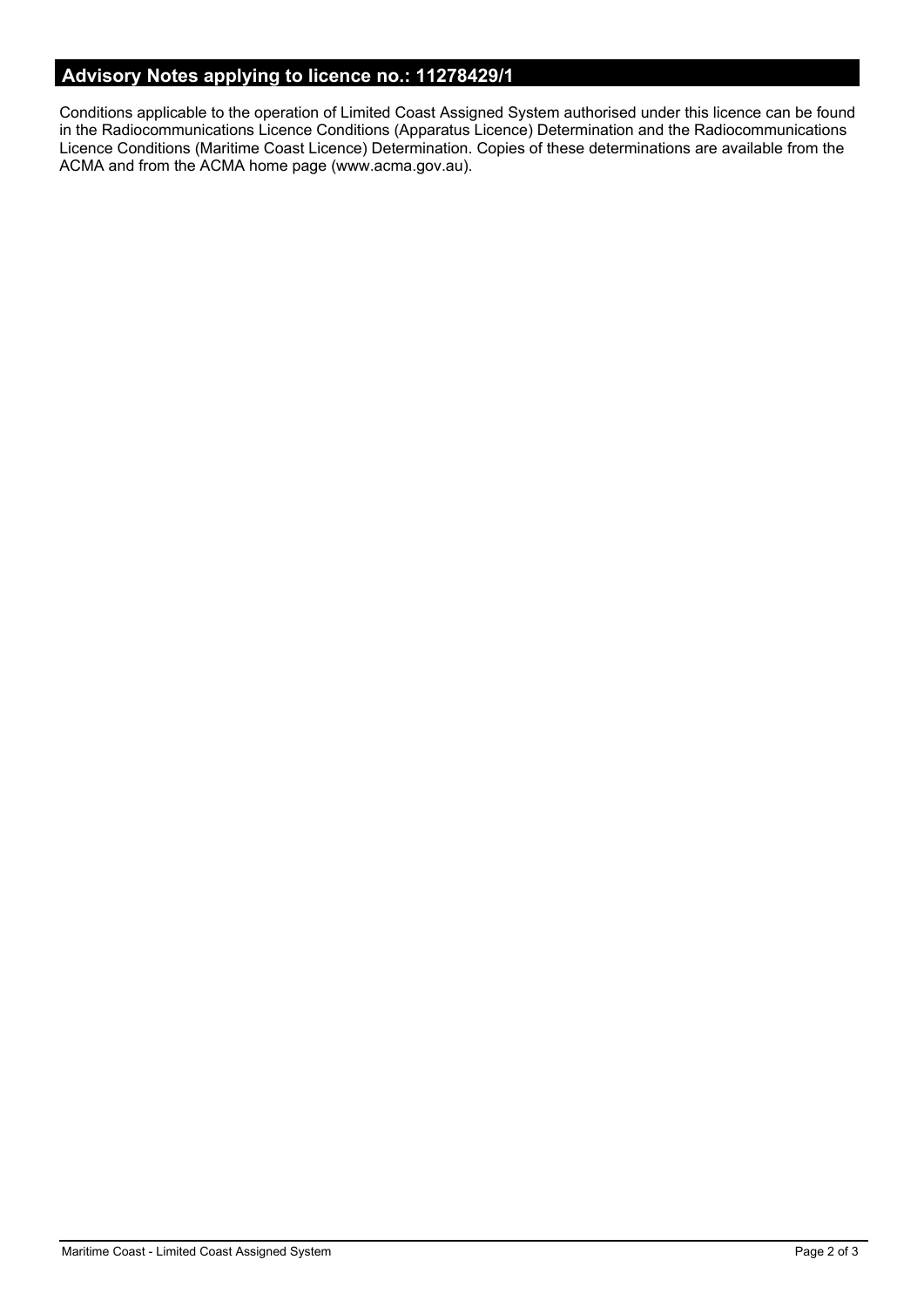## Advisory Notes applying to licence no.: 11278429/1

Conditions applicable to the operation of Limited Coast Assigned System authorised under this licence can be found in the Radiocommunications Licence Conditions (Apparatus Licence) Determination and the Radiocommunications Licence Conditions (Maritime Coast Licence) Determination. Copies of these determinations are available from the ACMA and from the ACMA home page (www.acma.gov.au).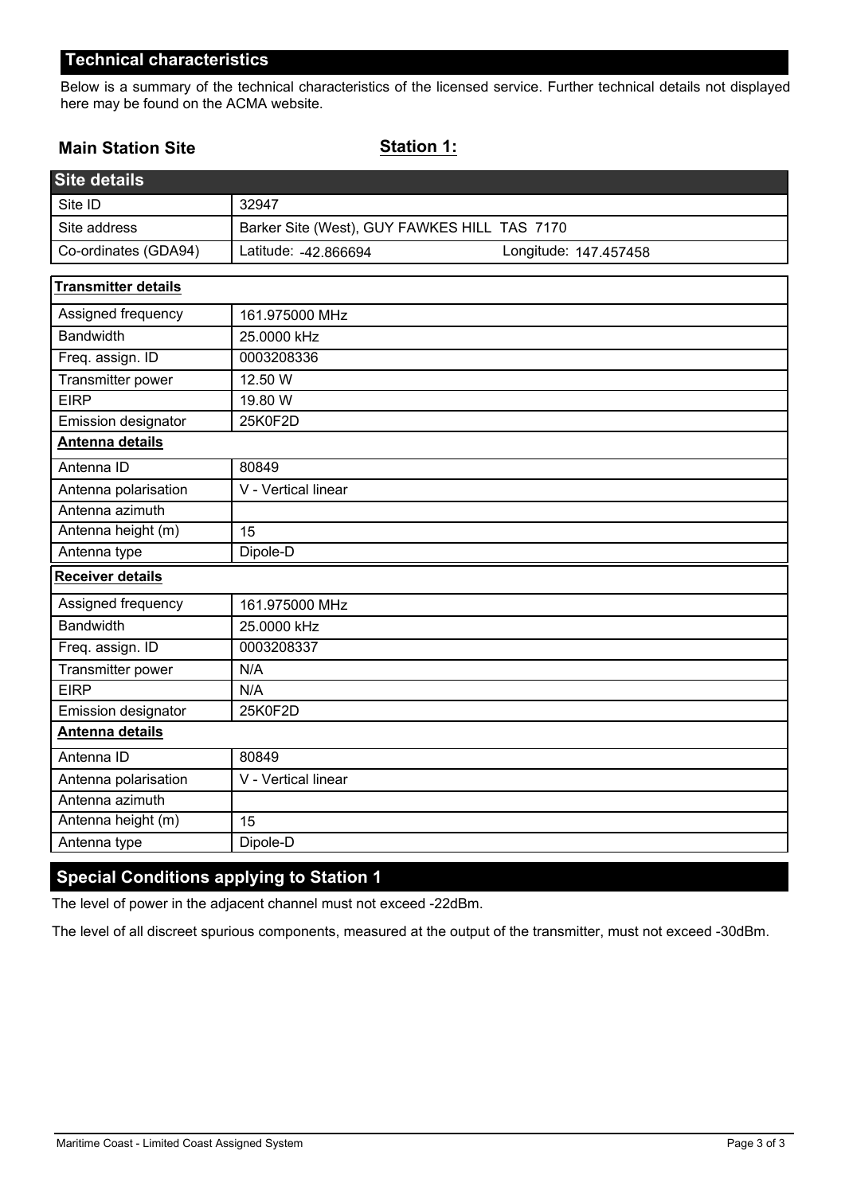## Technical characteristics

Below is a summary of the technical characteristics of the licensed service. Further technical details not displayed here may be found on the ACMA website.

**Main Station Site** **Station 1:**

| Site details | |
|---|---|
| Site ID | 32947 |
| Site address | Barker Site (West), GUY FAWKES HILL TAS 7170 |
| Co-ordinates (GDA94) | Latitude: -42.866694 Longitude: 147.457458 |

| **Transmitter details** | |
|---|---|
| Assigned frequency | 161.975000 MHz |
| Bandwidth | 25.0000 kHz |
| Freq. assign. ID | 0003208336 |
| Transmitter power | 12.50 W |
| EIRP | 19.80 W |
| Emission designator | 25K0F2D |
| **Antenna details** | |
| Antenna ID | 80849 |
| Antenna polarisation | V - Vertical linear |
| Antenna azimuth | |
| Antenna height (m) | 15 |
| Antenna type | Dipole-D |

| **Receiver details** | |
|---|---|
| Assigned frequency | 161.975000 MHz |
| Bandwidth | 25.0000 kHz |
| Freq. assign. ID | 0003208337 |
| Transmitter power | N/A |
| EIRP | N/A |
| Emission designator | 25K0F2D |
| **Antenna details** | |
| Antenna ID | 80849 |
| Antenna polarisation | V - Vertical linear |
| Antenna azimuth | |
| Antenna height (m) | 15 |
| Antenna type | Dipole-D |

## Special Conditions applying to Station 1

The level of power in the adjacent channel must not exceed -22dBm.

The level of all discreet spurious components, measured at the output of the transmitter, must not exceed -30dBm.